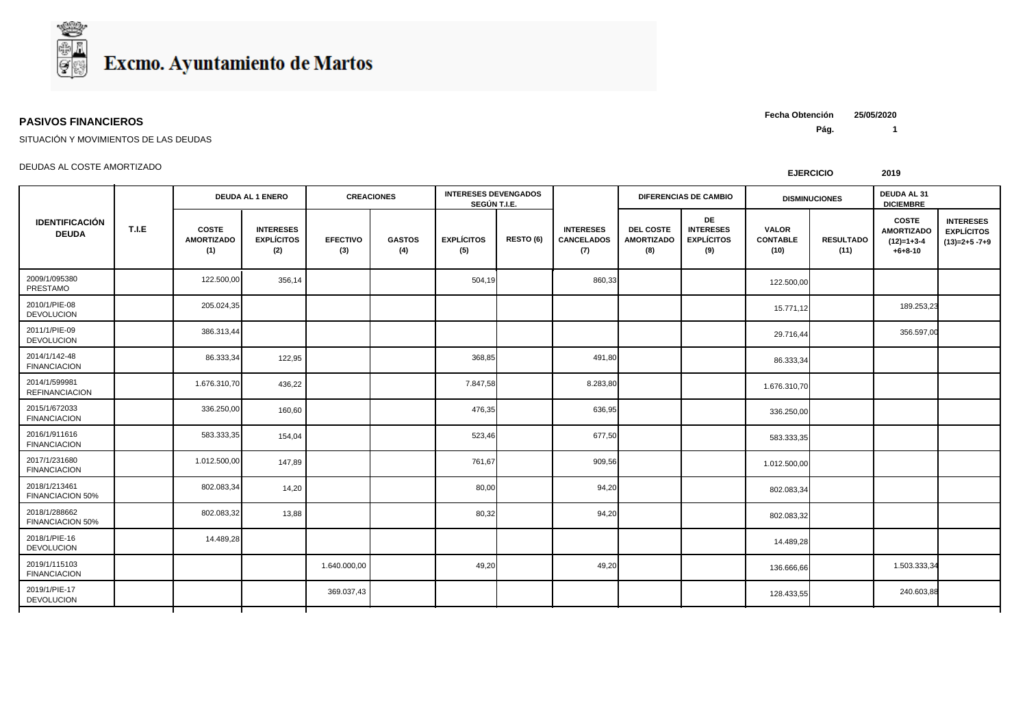# Excmo. Ayuntamiento de Martos

**PASIVOS FINANCIEROS**

SITUACIÓN Y MOVIMIENTOS DE LAS DEUDAS

**Fecha Obtención** 25/05/2020

DEUDAS AL COSTE AMORTIZADO

**EJERCICIO** 2019

| IDENTIFICACIÓN DEUDA | T.I.E | DEUDA AL 1 ENERO | | CREACIONES | | INTERESES DEVENGADOS SEGÚN T.I.E. | | INTERESES CANCELADOS (7) | DIFERENCIAS DE CAMBIO | | DISMINUCIONES | | DEUDA AL 31 DICIEMBRE | |
|---|---|---|---|---|---|---|---|---|---|---|---|---|---|---|
| | | COSTE AMORTIZADO (1) | INTERESES EXPLÍCITOS (2) | EFECTIVO (3) | GASTOS (4) | EXPLÍCITOS (5) | RESTO (6) | | DEL COSTE AMORTIZADO (8) | DE INTERESES EXPLÍCITOS (9) | VALOR CONTABLE (10) | RESULTADO (11) | COSTE AMORTIZADO (12)=1+3-4+6+8-10 | INTERESES EXPLÍCITOS (13)=2+5 -7+9 |
| 2009/1/095380 PRESTAMO | | 122.500,00 | 356,14 | | | 504,19 | | 860,33 | | | 122.500,00 | | | |
| 2010/1/PIE-08 DEVOLUCION | | 205.024,35 | | | | | | | | | 15.771,12 | | 189.253,23 | |
| 2011/1/PIE-09 DEVOLUCION | | 386.313,44 | | | | | | | | | 29.716,44 | | 356.597,00 | |
| 2014/1/142-48 FINANCIACION | | 86.333,34 | 122,95 | | | 368,85 | | 491,80 | | | 86.333,34 | | | |
| 2014/1/599981 REFINANCIACION | | 1.676.310,70 | 436,22 | | | 7.847,58 | | 8.283,80 | | | 1.676.310,70 | | | |
| 2015/1/672033 FINANCIACION | | 336.250,00 | 160,60 | | | 476,35 | | 636,95 | | | 336.250,00 | | | |
| 2016/1/911616 FINANCIACION | | 583.333,35 | 154,04 | | | 523,46 | | 677,50 | | | 583.333,35 | | | |
| 2017/1/231680 FINANCIACION | | 1.012.500,00 | 147,89 | | | 761,67 | | 909,56 | | | 1.012.500,00 | | | |
| 2018/1/213461 FINANCIACION 50% | | 802.083,34 | 14,20 | | | 80,00 | | 94,20 | | | 802.083,34 | | | |
| 2018/1/288662 FINANCIACION 50% | | 802.083,32 | 13,88 | | | 80,32 | | 94,20 | | | 802.083,32 | | | |
| 2018/1/PIE-16 DEVOLUCION | | 14.489,28 | | | | | | | | | 14.489,28 | | | |
| 2019/1/115103 FINANCIACION | | | | 1.640.000,00 | | 49,20 | | 49,20 | | | 136.666,66 | | 1.503.333,34 | |
| 2019/1/PIE-17 DEVOLUCION | | | | 369.037,43 | | | | | | | 128.433,55 | | 240.603,88 | |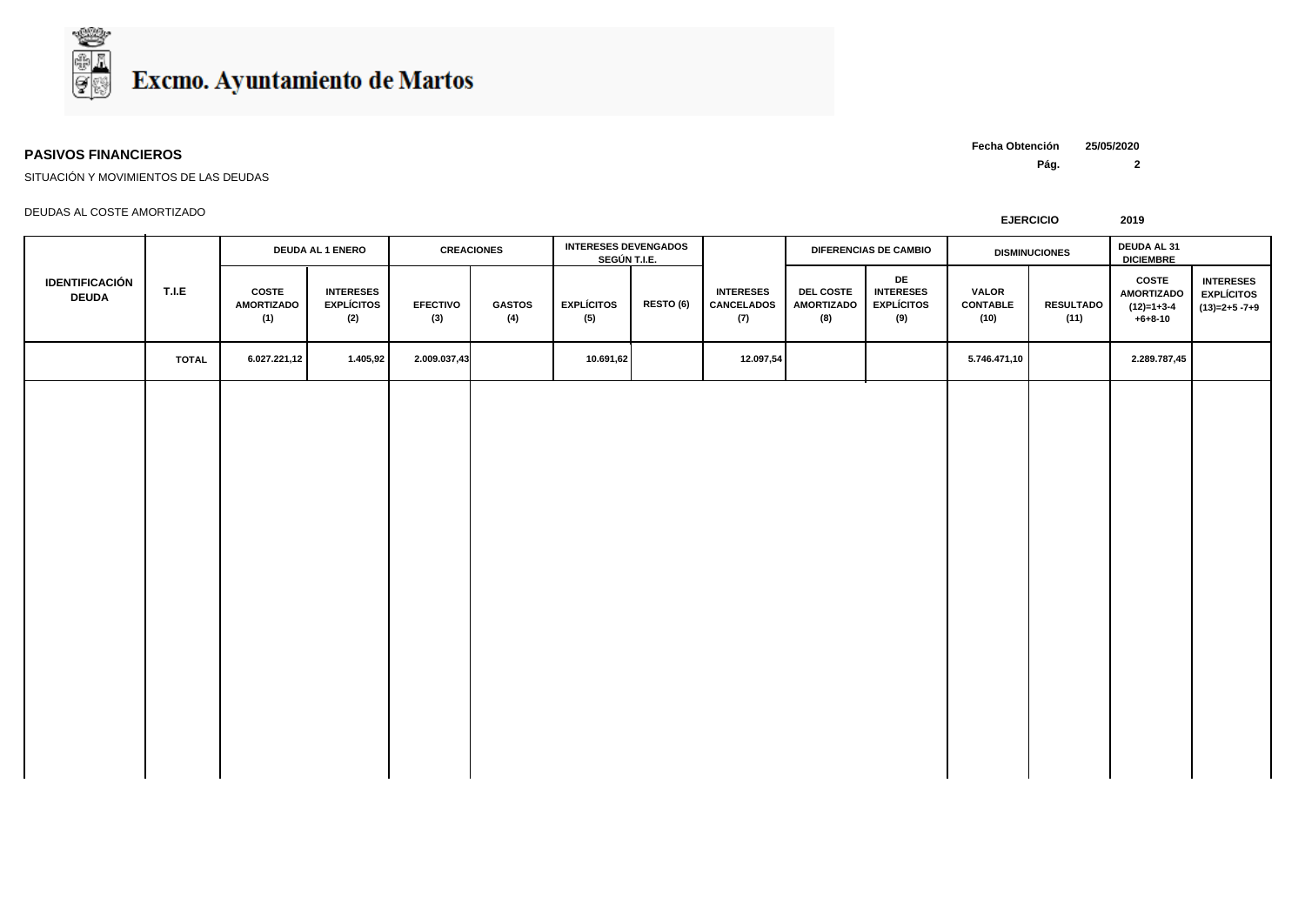Excmo. Ayuntamiento de Martos

**PASIVOS FINANCIEROS**

SITUACIÓN Y MOVIMIENTOS DE LAS DEUDAS

**Fecha Obtención** **25/05/2020**

DEUDAS AL COSTE AMORTIZADO

**EJERCICIO** **2019**

| IDENTIFICACIÓN DEUDA | T.I.E | DEUDA AL 1 ENERO | | CREACIONES | | INTERESES DEVENGADOS SEGÚN T.I.E. | | | DIFERENCIAS DE CAMBIO | | DISMINUCIONES | | DEUDA AL 31 DICIEMBRE | |
|---|---|---|---|---|---|---|---|---|---|---|---|---|---|---|
| | | COSTE AMORTIZADO (1) | INTERESES EXPLÍCITOS (2) | EFECTIVO (3) | GASTOS (4) | EXPLÍCITOS (5) | RESTO (6) | INTERESES CANCELADOS (7) | DEL COSTE AMORTIZADO (8) | DE INTERESES EXPLÍCITOS (9) | VALOR CONTABLE (10) | RESULTADO (11) | COSTE AMORTIZADO (12)=1+3-4 +6+8-10 | INTERESES EXPLÍCITOS (13)=2+5 -7+9 |
| | **TOTAL** | **6.027.221,12** | **1.405,92** | **2.009.037,43** | | **10.691,62** | | **12.097,54** | | | **5.746.471,10** | | **2.289.787,45** | |